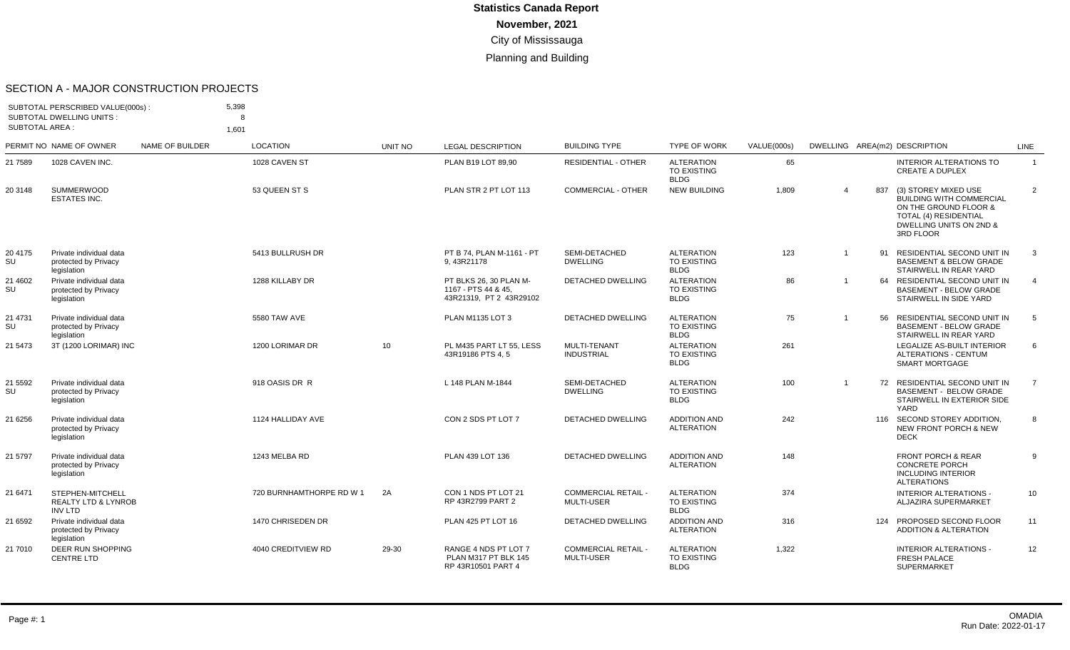# Statistics Canada Report

**November, 2021**

City of Mississauga

Planning and Building

## SECTION A - MAJOR CONSTRUCTION PROJECTS

SUBTOTAL PERSCRIBED VALUE(000s) : 5,398
SUBTOTAL DWELLING UNITS : 8
SUBTOTAL AREA : 1,601

| PERMIT NO | NAME OF OWNER | NAME OF BUILDER | LOCATION | UNIT NO | LEGAL DESCRIPTION | BUILDING TYPE | TYPE OF WORK | VALUE(000s) | DWELLING | AREA(m2) | DESCRIPTION | LINE |
|---|---|---|---|---|---|---|---|---|---|---|---|---|
| 21 7589 | 1028 CAVEN INC. | | 1028 CAVEN ST | | PLAN B19 LOT 89,90 | RESIDENTIAL - OTHER | ALTERATION TO EXISTING BLDG | 65 | | | INTERIOR ALTERATIONS TO CREATE A DUPLEX | 1 |
| 20 3148 | SUMMERWOOD ESTATES INC. | | 53 QUEEN ST S | | PLAN STR 2 PT LOT 113 | COMMERCIAL - OTHER | NEW BUILDING | 1,809 | 4 | 837 | (3) STOREY MIXED USE BUILDING WITH COMMERCIAL ON THE GROUND FLOOR & TOTAL (4) RESIDENTIAL DWELLING UNITS ON 2ND & 3RD FLOOR | 2 |
| 20 4175 SU | Private individual data protected by Privacy legislation | | 5413 BULLRUSH DR | | PT B 74, PLAN M-1161 - PT 9, 43R21178 | SEMI-DETACHED DWELLING | ALTERATION TO EXISTING BLDG | 123 | 1 | 91 | RESIDENTIAL SECOND UNIT IN BASEMENT & BELOW GRADE STAIRWELL IN REAR YARD | 3 |
| 21 4602 SU | Private individual data protected by Privacy legislation | | 1288 KILLABY DR | | PT BLKS 26, 30 PLAN M-1167 - PTS 44 & 45, 43R21319, PT 2 43R29102 | DETACHED DWELLING | ALTERATION TO EXISTING BLDG | 86 | 1 | 64 | RESIDENTIAL SECOND UNIT IN BASEMENT - BELOW GRADE STAIRWELL IN SIDE YARD | 4 |
| 21 4731 SU | Private individual data protected by Privacy legislation | | 5580 TAW AVE | | PLAN M1135 LOT 3 | DETACHED DWELLING | ALTERATION TO EXISTING BLDG | 75 | 1 | 56 | RESIDENTIAL SECOND UNIT IN BASEMENT - BELOW GRADE STAIRWELL IN REAR YARD | 5 |
| 21 5473 | 3T (1200 LORIMAR) INC | | 1200 LORIMAR DR | 10 | PL M435 PART LT 55, LESS 43R19186 PTS 4, 5 | MULTI-TENANT INDUSTRIAL | ALTERATION TO EXISTING BLDG | 261 | | | LEGALIZE AS-BUILT INTERIOR ALTERATIONS - CENTUM SMART MORTGAGE | 6 |
| 21 5592 SU | Private individual data protected by Privacy legislation | | 918 OASIS DR R | | L 148 PLAN M-1844 | SEMI-DETACHED DWELLING | ALTERATION TO EXISTING BLDG | 100 | 1 | 72 | RESIDENTIAL SECOND UNIT IN BASEMENT - BELOW GRADE STAIRWELL IN EXTERIOR SIDE YARD | 7 |
| 21 6256 | Private individual data protected by Privacy legislation | | 1124 HALLIDAY AVE | | CON 2 SDS PT LOT 7 | DETACHED DWELLING | ADDITION AND ALTERATION | 242 | | 116 | SECOND STOREY ADDITION, NEW FRONT PORCH & NEW DECK | 8 |
| 21 5797 | Private individual data protected by Privacy legislation | | 1243 MELBA RD | | PLAN 439 LOT 136 | DETACHED DWELLING | ADDITION AND ALTERATION | 148 | | | FRONT PORCH & REAR CONCRETE PORCH INCLUDING INTERIOR ALTERATIONS | 9 |
| 21 6471 | STEPHEN-MITCHELL REALTY LTD & LYNROB INV LTD | | 720 BURNHAMTHORPE RD W 1 | 2A | CON 1 NDS PT LOT 21 RP 43R2799 PART 2 | COMMERCIAL RETAIL - MULTI-USER | ALTERATION TO EXISTING BLDG | 374 | | | INTERIOR ALTERATIONS - ALJAZIRA SUPERMARKET | 10 |
| 21 6592 | Private individual data protected by Privacy legislation | | 1470 CHRISEDEN DR | | PLAN 425 PT LOT 16 | DETACHED DWELLING | ADDITION AND ALTERATION | 316 | | 124 | PROPOSED SECOND FLOOR ADDITION & ALTERATION | 11 |
| 21 7010 | DEER RUN SHOPPING CENTRE LTD | | 4040 CREDITVIEW RD | 29-30 | RANGE 4 NDS PT LOT 7 PLAN M317 PT BLK 145 RP 43R10501 PART 4 | COMMERCIAL RETAIL - MULTI-USER | ALTERATION TO EXISTING BLDG | 1,322 | | | INTERIOR ALTERATIONS - FRESH PALACE SUPERMARKET | 12 |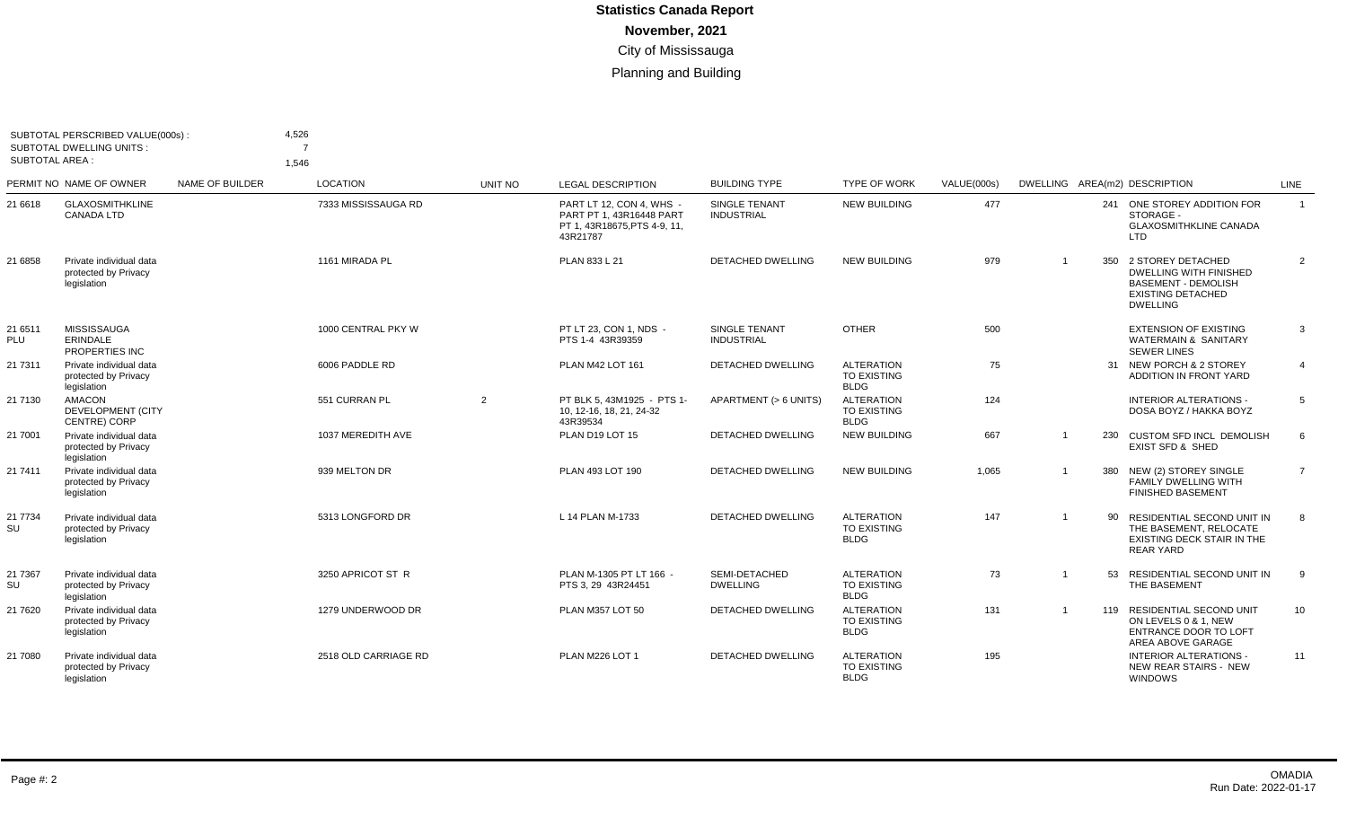# Statistics Canada Report

**November, 2021**

City of Mississauga

Planning and Building

SUBTOTAL PERSCRIBED VALUE(000s) : 4,526
SUBTOTAL DWELLING UNITS : 7
SUBTOTAL AREA : 1,546

| PERMIT NO | NAME OF OWNER | NAME OF BUILDER | LOCATION | UNIT NO | LEGAL DESCRIPTION | BUILDING TYPE | TYPE OF WORK | VALUE(000s) | DWELLING | AREA(m2) | DESCRIPTION | LINE |
|---|---|---|---|---|---|---|---|---|---|---|---|---|
| 21 6618 | GLAXOSMITHKLINE CANADA LTD | | 7333 MISSISSAUGA RD | | PART LT 12, CON 4, WHS - PART PT 1, 43R16448 PART PT 1, 43R18675,PTS 4-9, 11, 43R21787 | SINGLE TENANT INDUSTRIAL | NEW BUILDING | 477 | | 241 | ONE STOREY ADDITION FOR STORAGE - GLAXOSMITHKLINE CANADA LTD | 1 |
| 21 6858 | Private individual data protected by Privacy legislation | | 1161 MIRADA PL | | PLAN 833 L 21 | DETACHED DWELLING | NEW BUILDING | 979 | 1 | 350 | 2 STOREY DETACHED DWELLING WITH FINISHED BASEMENT - DEMOLISH EXISTING DETACHED DWELLING | 2 |
| 21 6511 PLU | MISSISSAUGA ERINDALE PROPERTIES INC | | 1000 CENTRAL PKY W | | PT LT 23, CON 1, NDS - PTS 1-4 43R39359 | SINGLE TENANT INDUSTRIAL | OTHER | 500 | | | EXTENSION OF EXISTING WATERMAIN & SANITARY SEWER LINES | 3 |
| 21 7311 | Private individual data protected by Privacy legislation | | 6006 PADDLE RD | | PLAN M42 LOT 161 | DETACHED DWELLING | ALTERATION TO EXISTING BLDG | 75 | | 31 | NEW PORCH & 2 STOREY ADDITION IN FRONT YARD | 4 |
| 21 7130 | AMACON DEVELOPMENT (CITY CENTRE) CORP | | 551 CURRAN PL | 2 | PT BLK 5, 43M1925 - PTS 1-10, 12-16, 18, 21, 24-32 43R39534 | APARTMENT (> 6 UNITS) | ALTERATION TO EXISTING BLDG | 124 | | | INTERIOR ALTERATIONS - DOSA BOYZ / HAKKA BOYZ | 5 |
| 21 7001 | Private individual data protected by Privacy legislation | | 1037 MEREDITH AVE | | PLAN D19 LOT 15 | DETACHED DWELLING | NEW BUILDING | 667 | 1 | 230 | CUSTOM SFD INCL DEMOLISH EXIST SFD & SHED | 6 |
| 21 7411 | Private individual data protected by Privacy legislation | | 939 MELTON DR | | PLAN 493 LOT 190 | DETACHED DWELLING | NEW BUILDING | 1,065 | 1 | 380 | NEW (2) STOREY SINGLE FAMILY DWELLING WITH FINISHED BASEMENT | 7 |
| 21 7734 SU | Private individual data protected by Privacy legislation | | 5313 LONGFORD DR | | L 14 PLAN M-1733 | DETACHED DWELLING | ALTERATION TO EXISTING BLDG | 147 | 1 | 90 | RESIDENTIAL SECOND UNIT IN THE BASEMENT, RELOCATE EXISTING DECK STAIR IN THE REAR YARD | 8 |
| 21 7367 SU | Private individual data protected by Privacy legislation | | 3250 APRICOT ST R | | PLAN M-1305 PT LT 166 - PTS 3, 29 43R24451 | SEMI-DETACHED DWELLING | ALTERATION TO EXISTING BLDG | 73 | 1 | 53 | RESIDENTIAL SECOND UNIT IN THE BASEMENT | 9 |
| 21 7620 | Private individual data protected by Privacy legislation | | 1279 UNDERWOOD DR | | PLAN M357 LOT 50 | DETACHED DWELLING | ALTERATION TO EXISTING BLDG | 131 | 1 | 119 | RESIDENTIAL SECOND UNIT ON LEVELS 0 & 1, NEW ENTRANCE DOOR TO LOFT AREA ABOVE GARAGE | 10 |
| 21 7080 | Private individual data protected by Privacy legislation | | 2518 OLD CARRIAGE RD | | PLAN M226 LOT 1 | DETACHED DWELLING | ALTERATION TO EXISTING BLDG | 195 | | | INTERIOR ALTERATIONS - NEW REAR STAIRS - NEW WINDOWS | 11 |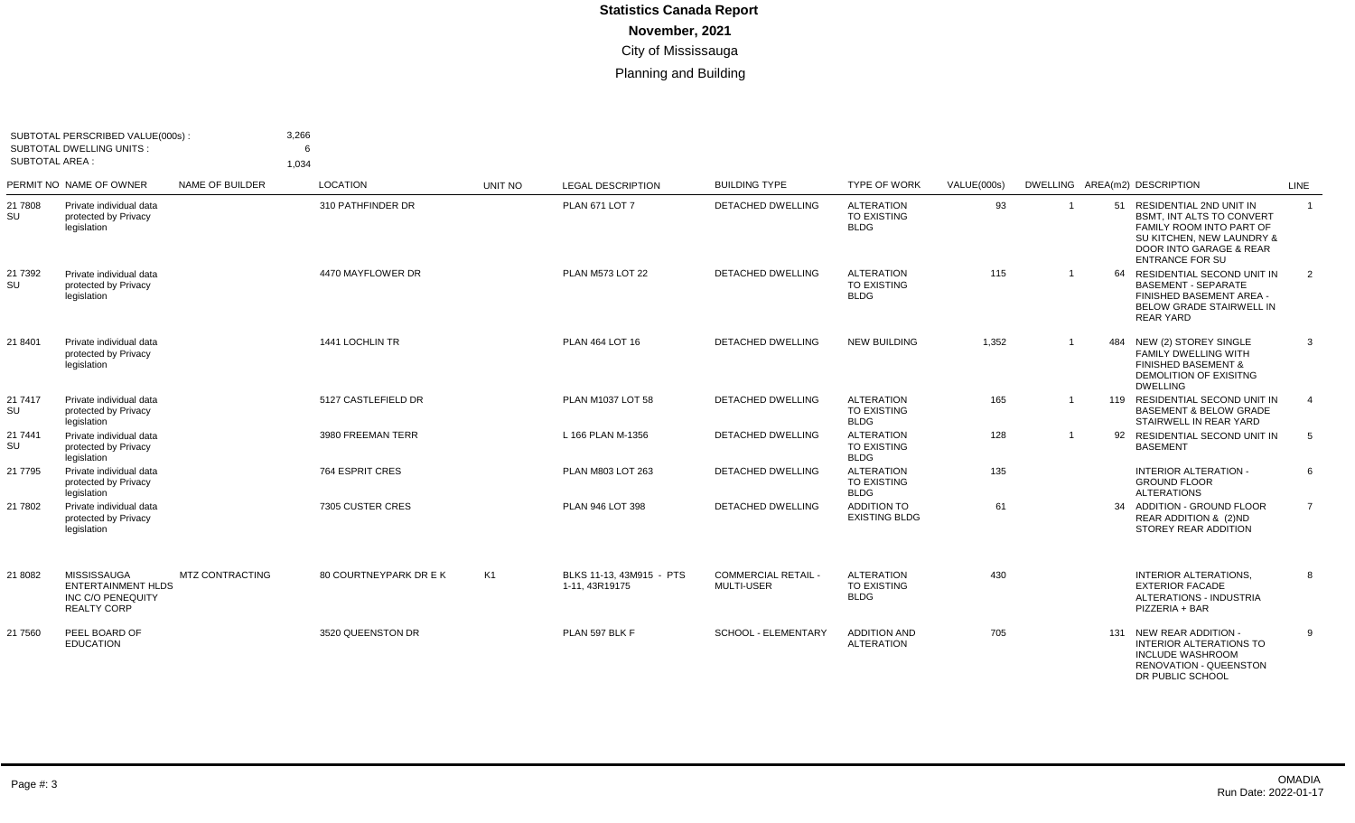# Statistics Canada Report

**November, 2021**

City of Mississauga

Planning and Building

SUBTOTAL PERSCRIBED VALUE(000s) : 3,266
SUBTOTAL DWELLING UNITS : 6
SUBTOTAL AREA : 1,034

| PERMIT NO | NAME OF OWNER | NAME OF BUILDER | LOCATION | UNIT NO | LEGAL DESCRIPTION | BUILDING TYPE | TYPE OF WORK | VALUE(000s) | DWELLING | AREA(m2) | DESCRIPTION | LINE |
|---|---|---|---|---|---|---|---|---|---|---|---|---|
| 21 7808 SU | Private individual data protected by Privacy legislation | | 310 PATHFINDER DR | | PLAN 671 LOT 7 | DETACHED DWELLING | ALTERATION TO EXISTING BLDG | 93 | 1 | 51 | RESIDENTIAL 2ND UNIT IN BSMT, INT ALTS TO CONVERT FAMILY ROOM INTO PART OF SU KITCHEN, NEW LAUNDRY & DOOR INTO GARAGE & REAR ENTRANCE FOR SU | 1 |
| 21 7392 SU | Private individual data protected by Privacy legislation | | 4470 MAYFLOWER DR | | PLAN M573 LOT 22 | DETACHED DWELLING | ALTERATION TO EXISTING BLDG | 115 | 1 | 64 | RESIDENTIAL SECOND UNIT IN BASEMENT - SEPARATE FINISHED BASEMENT AREA - BELOW GRADE STAIRWELL IN REAR YARD | 2 |
| 21 8401 | Private individual data protected by Privacy legislation | | 1441 LOCHLIN TR | | PLAN 464 LOT 16 | DETACHED DWELLING | NEW BUILDING | 1,352 | 1 | 484 | NEW (2) STOREY SINGLE FAMILY DWELLING WITH FINISHED BASEMENT & DEMOLITION OF EXISITNG DWELLING | 3 |
| 21 7417 SU | Private individual data protected by Privacy legislation | | 5127 CASTLEFIELD DR | | PLAN M1037 LOT 58 | DETACHED DWELLING | ALTERATION TO EXISTING BLDG | 165 | 1 | 119 | RESIDENTIAL SECOND UNIT IN BASEMENT & BELOW GRADE STAIRWELL IN REAR YARD | 4 |
| 21 7441 SU | Private individual data protected by Privacy legislation | | 3980 FREEMAN TERR | | L 166 PLAN M-1356 | DETACHED DWELLING | ALTERATION TO EXISTING BLDG | 128 | 1 | 92 | RESIDENTIAL SECOND UNIT IN BASEMENT | 5 |
| 21 7795 | Private individual data protected by Privacy legislation | | 764 ESPRIT CRES | | PLAN M803 LOT 263 | DETACHED DWELLING | ALTERATION TO EXISTING BLDG | 135 | | | INTERIOR ALTERATION - GROUND FLOOR ALTERATIONS | 6 |
| 21 7802 | Private individual data protected by Privacy legislation | | 7305 CUSTER CRES | | PLAN 946 LOT 398 | DETACHED DWELLING | ADDITION TO EXISTING BLDG | 61 | | 34 | ADDITION - GROUND FLOOR REAR ADDITION & (2)ND STOREY REAR ADDITION | 7 |
| 21 8082 | MISSISSAUGA ENTERTAINMENT HLDS INC C/O PENEQUITY REALTY CORP | MTZ CONTRACTING | 80 COURTNEYPARK DR E K | K1 | BLKS 11-13, 43M915 - PTS 1-11, 43R19175 | COMMERCIAL RETAIL - MULTI-USER | ALTERATION TO EXISTING BLDG | 430 | | | INTERIOR ALTERATIONS, EXTERIOR FACADE ALTERATIONS - INDUSTRIA PIZZERIA + BAR | 8 |
| 21 7560 | PEEL BOARD OF EDUCATION | | 3520 QUEENSTON DR | | PLAN 597 BLK F | SCHOOL - ELEMENTARY | ADDITION AND ALTERATION | 705 | | 131 | NEW REAR ADDITION - INTERIOR ALTERATIONS TO INCLUDE WASHROOM RENOVATION - QUEENSTON DR PUBLIC SCHOOL | 9 |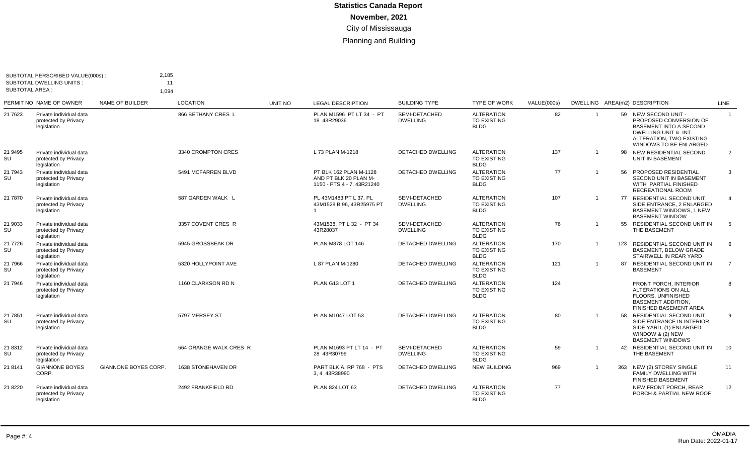# Statistics Canada Report

**November, 2021**

City of Mississauga

Planning and Building

SUBTOTAL PERSCRIBED VALUE(000s) : 2,185
SUBTOTAL DWELLING UNITS : 11
SUBTOTAL AREA : 1,094

| PERMIT NO | NAME OF OWNER | NAME OF BUILDER | LOCATION | UNIT NO | LEGAL DESCRIPTION | BUILDING TYPE | TYPE OF WORK | VALUE(000s) | DWELLING | AREA(m2) | DESCRIPTION | LINE |
|---|---|---|---|---|---|---|---|---|---|---|---|---|
| 21 7623 | Private individual data protected by Privacy legislation | | 866 BETHANY CRES L | | PLAN M1596 PT LT 34 - PT 18 43R29036 | SEMI-DETACHED DWELLING | ALTERATION TO EXISTING BLDG | 82 | 1 | 59 | NEW SECOND UNIT - PROPOSED CONVERSION OF BASEMENT INTO A SECOND DWELLING UNIT & INT. ALTERATION, TWO EXISTING WINDOWS TO BE ENLARGED | 1 |
| 21 9495 SU | Private individual data protected by Privacy legislation | | 3340 CROMPTON CRES | | L 73 PLAN M-1218 | DETACHED DWELLING | ALTERATION TO EXISTING BLDG | 137 | 1 | 98 | NEW RESIDENTIAL SECOND UNIT IN BASEMENT | 2 |
| 21 7943 SU | Private individual data protected by Privacy legislation | | 5491 MCFARREN BLVD | | PT BLK 162 PLAN M-1128 AND PT BLK 20 PLAN M-1150 - PTS 4 - 7, 43R21240 | DETACHED DWELLING | ALTERATION TO EXISTING BLDG | 77 | 1 | 56 | PROPOSED RESIDENTIAL SECOND UNIT IN BASEMENT WITH PARTIAL FINISHED RECREATIONAL ROOM | 3 |
| 21 7870 | Private individual data protected by Privacy legislation | | 587 GARDEN WALK L | | PL 43M1483 PT L 37, PL 43M1528 B 96, 43R25975 PT 1 | SEMI-DETACHED DWELLING | ALTERATION TO EXISTING BLDG | 107 | 1 | 77 | RESIDENTIAL SECOND UNIT, SIDE ENTRANCE, 2 ENLARGED BASEMENT WINDOWS, 1 NEW BASEMENT WINDOW | 4 |
| 21 9033 SU | Private individual data protected by Privacy legislation | | 3357 COVENT CRES R | | 43M1538, PT L 32 - PT 34 43R28037 | SEMI-DETACHED DWELLING | ALTERATION TO EXISTING BLDG | 76 | 1 | 55 | RESIDENTIAL SECOND UNIT IN THE BASEMENT | 5 |
| 21 7726 SU | Private individual data protected by Privacy legislation | | 5945 GROSSBEAK DR | | PLAN M878 LOT 146 | DETACHED DWELLING | ALTERATION TO EXISTING BLDG | 170 | 1 | 123 | RESIDENTIAL SECOND UNIT IN BASEMENT, BELOW GRADE STAIRWELL IN REAR YARD | 6 |
| 21 7966 SU | Private individual data protected by Privacy legislation | | 5320 HOLLYPOINT AVE | | L 87 PLAN M-1280 | DETACHED DWELLING | ALTERATION TO EXISTING BLDG | 121 | 1 | 87 | RESIDENTIAL SECOND UNIT IN BASEMENT | 7 |
| 21 7946 | Private individual data protected by Privacy legislation | | 1160 CLARKSON RD N | | PLAN G13 LOT 1 | DETACHED DWELLING | ALTERATION TO EXISTING BLDG | 124 | | | FRONT PORCH, INTERIOR ALTERATIONS ON ALL FLOORS, UNFINISHED BASEMENT ADDITION, FINISHED BASEMENT AREA | 8 |
| 21 7851 SU | Private individual data protected by Privacy legislation | | 5797 MERSEY ST | | PLAN M1047 LOT 53 | DETACHED DWELLING | ALTERATION TO EXISTING BLDG | 80 | 1 | 58 | RESIDENTIAL SECOND UNIT, SIDE ENTRANCE IN INTERIOR SIDE YARD, (1) ENLARGED WINDOW & (2) NEW BASEMENT WINDOWS | 9 |
| 21 8312 SU | Private individual data protected by Privacy legislation | | 564 ORANGE WALK CRES R | | PLAN M1693 PT LT 14 - PT 28 43R30799 | SEMI-DETACHED DWELLING | ALTERATION TO EXISTING BLDG | 59 | 1 | 42 | RESIDENTIAL SECOND UNIT IN THE BASEMENT | 10 |
| 21 8141 | GIANNONE BOYES CORP. | GIANNONE BOYES CORP. | 1638 STONEHAVEN DR | | PART BLK A, RP 768 - PTS 3, 4 43R38990 | DETACHED DWELLING | NEW BUILDING | 969 | 1 | 363 | NEW (2) STOREY SINGLE FAMILY DWELLING WITH FINISHED BASEMENT | 11 |
| 21 8220 | Private individual data protected by Privacy legislation | | 2492 FRANKFIELD RD | | PLAN 824 LOT 63 | DETACHED DWELLING | ALTERATION TO EXISTING BLDG | 77 | | | NEW FRONT PORCH, REAR PORCH & PARTIAL NEW ROOF | 12 |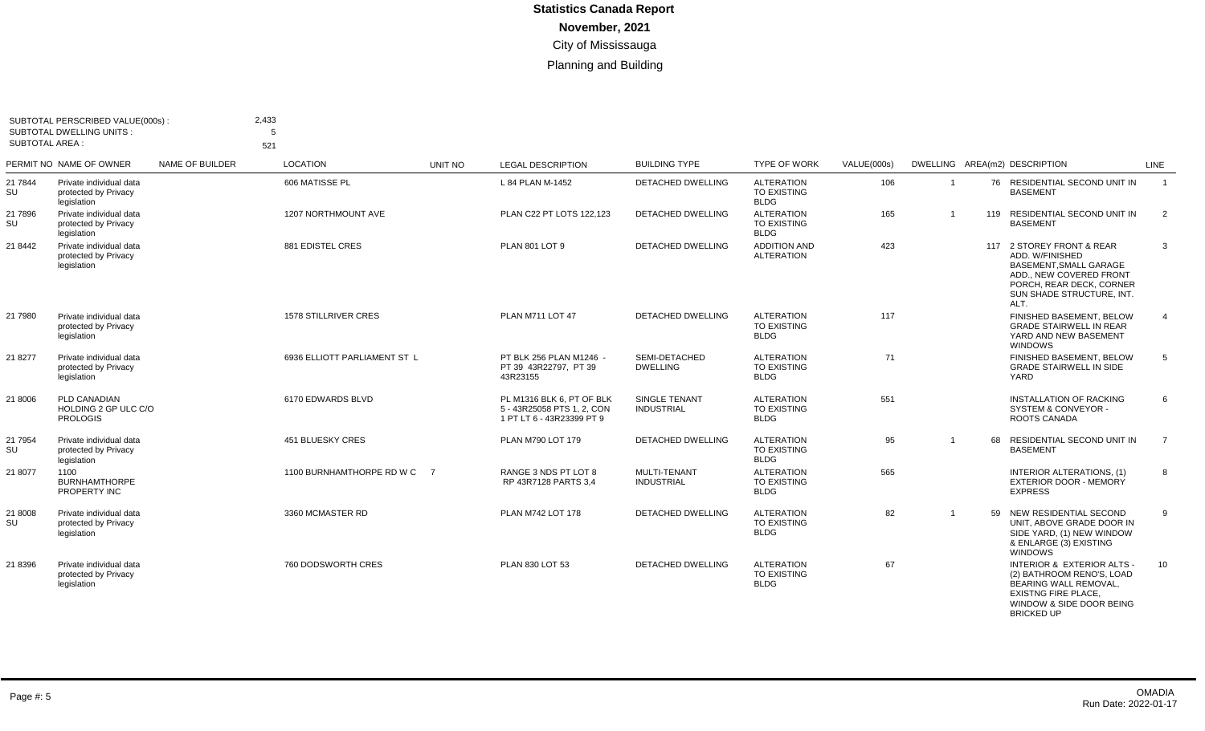# Statistics Canada Report

**November, 2021**

City of Mississauga

Planning and Building

SUBTOTAL PERSCRIBED VALUE(000s) : 2,433
SUBTOTAL DWELLING UNITS : 5
SUBTOTAL AREA : 521

| PERMIT NO | NAME OF OWNER | NAME OF BUILDER | LOCATION | UNIT NO | LEGAL DESCRIPTION | BUILDING TYPE | TYPE OF WORK | VALUE(000s) | DWELLING | AREA(m2) | DESCRIPTION | LINE |
|---|---|---|---|---|---|---|---|---|---|---|---|---|
| 21 7844 SU | Private individual data protected by Privacy legislation | | 606 MATISSE PL | | L 84 PLAN M-1452 | DETACHED DWELLING | ALTERATION TO EXISTING BLDG | 106 | 1 | 76 | RESIDENTIAL SECOND UNIT IN BASEMENT | 1 |
| 21 7896 SU | Private individual data protected by Privacy legislation | | 1207 NORTHMOUNT AVE | | PLAN C22 PT LOTS 122,123 | DETACHED DWELLING | ALTERATION TO EXISTING BLDG | 165 | 1 | 119 | RESIDENTIAL SECOND UNIT IN BASEMENT | 2 |
| 21 8442 | Private individual data protected by Privacy legislation | | 881 EDISTEL CRES | | PLAN 801 LOT 9 | DETACHED DWELLING | ADDITION AND ALTERATION | 423 | | 117 | 2 STOREY FRONT & REAR ADD. W/FINISHED BASEMENT,SMALL GARAGE ADD., NEW COVERED FRONT PORCH, REAR DECK, CORNER SUN SHADE STRUCTURE, INT. ALT. | 3 |
| 21 7980 | Private individual data protected by Privacy legislation | | 1578 STILLRIVER CRES | | PLAN M711 LOT 47 | DETACHED DWELLING | ALTERATION TO EXISTING BLDG | 117 | | | FINISHED BASEMENT, BELOW GRADE STAIRWELL IN REAR YARD AND NEW BASEMENT WINDOWS | 4 |
| 21 8277 | Private individual data protected by Privacy legislation | | 6936 ELLIOTT PARLIAMENT ST L | | PT BLK 256 PLAN M1246 - PT 39 43R22797, PT 39 43R23155 | SEMI-DETACHED DWELLING | ALTERATION TO EXISTING BLDG | 71 | | | FINISHED BASEMENT, BELOW GRADE STAIRWELL IN SIDE YARD | 5 |
| 21 8006 | PLD CANADIAN HOLDING 2 GP ULC C/O PROLOGIS | | 6170 EDWARDS BLVD | | PL M1316 BLK 6, PT OF BLK 5 - 43R25058 PTS 1, 2, CON 1 PT LT 6 - 43R23399 PT 9 | SINGLE TENANT INDUSTRIAL | ALTERATION TO EXISTING BLDG | 551 | | | INSTALLATION OF RACKING SYSTEM & CONVEYOR - ROOTS CANADA | 6 |
| 21 7954 SU | Private individual data protected by Privacy legislation | | 451 BLUESKY CRES | | PLAN M790 LOT 179 | DETACHED DWELLING | ALTERATION TO EXISTING BLDG | 95 | 1 | 68 | RESIDENTIAL SECOND UNIT IN BASEMENT | 7 |
| 21 8077 | 1100 BURNHAMTHORPE PROPERTY INC | | 1100 BURNHAMTHORPE RD W C | 7 | RANGE 3 NDS PT LOT 8 RP 43R7128 PARTS 3,4 | MULTI-TENANT INDUSTRIAL | ALTERATION TO EXISTING BLDG | 565 | | | INTERIOR ALTERATIONS, (1) EXTERIOR DOOR - MEMORY EXPRESS | 8 |
| 21 8008 SU | Private individual data protected by Privacy legislation | | 3360 MCMASTER RD | | PLAN M742 LOT 178 | DETACHED DWELLING | ALTERATION TO EXISTING BLDG | 82 | 1 | 59 | NEW RESIDENTIAL SECOND UNIT, ABOVE GRADE DOOR IN SIDE YARD, (1) NEW WINDOW & ENLARGE (3) EXISTING WINDOWS | 9 |
| 21 8396 | Private individual data protected by Privacy legislation | | 760 DODSWORTH CRES | | PLAN 830 LOT 53 | DETACHED DWELLING | ALTERATION TO EXISTING BLDG | 67 | | | INTERIOR & EXTERIOR ALTS - (2) BATHROOM RENO'S, LOAD BEARING WALL REMOVAL, EXISTNG FIRE PLACE, WINDOW & SIDE DOOR BEING BRICKED UP | 10 |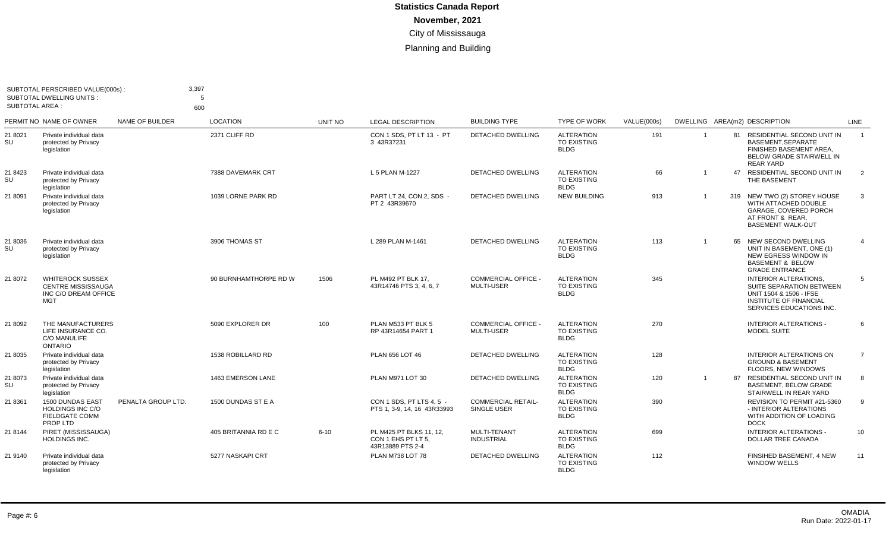# Statistics Canada Report

**November, 2021**

City of Mississauga

Planning and Building

SUBTOTAL PERSCRIBED VALUE(000s) : 3,397
SUBTOTAL DWELLING UNITS : 5
SUBTOTAL AREA : 600

| PERMIT NO | NAME OF OWNER | NAME OF BUILDER | LOCATION | UNIT NO | LEGAL DESCRIPTION | BUILDING TYPE | TYPE OF WORK | VALUE(000s) | DWELLING | AREA(m2) | DESCRIPTION | LINE |
|---|---|---|---|---|---|---|---|---|---|---|---|---|
| 21 8021 SU | Private individual data protected by Privacy legislation | | 2371 CLIFF RD | | CON 1 SDS, PT LT 13 - PT 3 43R37231 | DETACHED DWELLING | ALTERATION TO EXISTING BLDG | 191 | 1 | 81 | RESIDENTIAL SECOND UNIT IN BASEMENT,SEPARATE FINISHED BASEMENT AREA, BELOW GRADE STAIRWELL IN REAR YARD | 1 |
| 21 8423 SU | Private individual data protected by Privacy legislation | | 7388 DAVEMARK CRT | | L 5 PLAN M-1227 | DETACHED DWELLING | ALTERATION TO EXISTING BLDG | 66 | 1 | 47 | RESIDENTIAL SECOND UNIT IN THE BASEMENT | 2 |
| 21 8091 | Private individual data protected by Privacy legislation | | 1039 LORNE PARK RD | | PART LT 24, CON 2, SDS - PT 2 43R39670 | DETACHED DWELLING | NEW BUILDING | 913 | 1 | 319 | NEW TWO (2) STOREY HOUSE WITH ATTACHED DOUBLE GARAGE, COVERED PORCH AT FRONT & REAR, BASEMENT WALK-OUT | 3 |
| 21 8036 SU | Private individual data protected by Privacy legislation | | 3906 THOMAS ST | | L 289 PLAN M-1461 | DETACHED DWELLING | ALTERATION TO EXISTING BLDG | 113 | 1 | 65 | NEW SECOND DWELLING UNIT IN BASEMENT, ONE (1) NEW EGRESS WINDOW IN BASEMENT & BELOW GRADE ENTRANCE | 4 |
| 21 8072 | WHITEROCK SUSSEX CENTRE MISSISSAUGA INC C/O DREAM OFFICE MGT | | 90 BURNHAMTHORPE RD W | 1506 | PL M492 PT BLK 17, 43R14746 PTS 3, 4, 6, 7 | COMMERCIAL OFFICE - MULTI-USER | ALTERATION TO EXISTING BLDG | 345 | | | INTERIOR ALTERATIONS, SUITE SEPARATION BETWEEN UNIT 1504 & 1506 - IFSE INSTITUTE OF FINANCIAL SERVICES EDUCATIONS INC. | 5 |
| 21 8092 | THE MANUFACTURERS LIFE INSURANCE CO. C/O MANULIFE ONTARIO | | 5090 EXPLORER DR | 100 | PLAN M533 PT BLK 5 RP 43R14654 PART 1 | COMMERCIAL OFFICE - MULTI-USER | ALTERATION TO EXISTING BLDG | 270 | | | INTERIOR ALTERATIONS - MODEL SUITE | 6 |
| 21 8035 | Private individual data protected by Privacy legislation | | 1538 ROBILLARD RD | | PLAN 656 LOT 46 | DETACHED DWELLING | ALTERATION TO EXISTING BLDG | 128 | | | INTERIOR ALTERATIONS ON GROUND & BASEMENT FLOORS, NEW WINDOWS | 7 |
| 21 8073 SU | Private individual data protected by Privacy legislation | | 1463 EMERSON LANE | | PLAN M971 LOT 30 | DETACHED DWELLING | ALTERATION TO EXISTING BLDG | 120 | 1 | 87 | RESIDENTIAL SECOND UNIT IN BASEMENT, BELOW GRADE STAIRWELL IN REAR YARD | 8 |
| 21 8361 | 1500 DUNDAS EAST HOLDINGS INC C/O FIELDGATE COMM PROP LTD | PENALTA GROUP LTD. | 1500 DUNDAS ST E A | | CON 1 SDS, PT LTS 4, 5 - PTS 1, 3-9, 14, 16 43R33993 | COMMERCIAL RETAIL- SINGLE USER | ALTERATION TO EXISTING BLDG | 390 | | | REVISION TO PERMIT #21-5360 - INTERIOR ALTERATIONS WITH ADDITION OF LOADING DOCK | 9 |
| 21 8144 | PIRET (MISSISSAUGA) HOLDINGS INC. | | 405 BRITANNIA RD E C | 6-10 | PL M425 PT BLKS 11, 12, CON 1 EHS PT LT 5, 43R13889 PTS 2-4 | MULTI-TENANT INDUSTRIAL | ALTERATION TO EXISTING BLDG | 699 | | | INTERIOR ALTERATIONS - DOLLAR TREE CANADA | 10 |
| 21 9140 | Private individual data protected by Privacy legislation | | 5277 NASKAPI CRT | | PLAN M738 LOT 78 | DETACHED DWELLING | ALTERATION TO EXISTING BLDG | 112 | | | FINSIHED BASEMENT, 4 NEW WINDOW WELLS | 11 |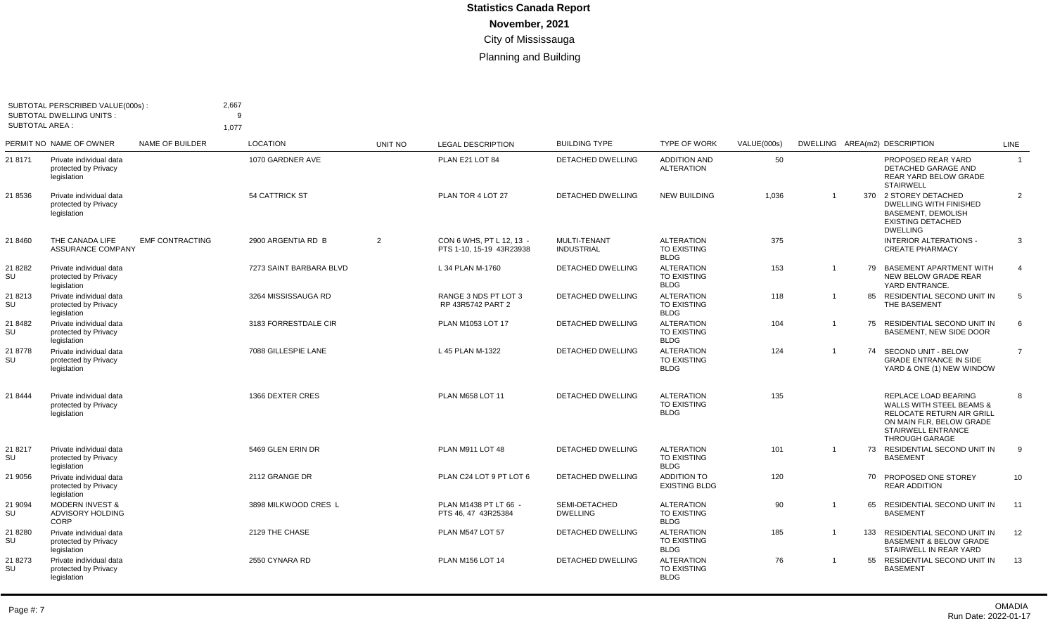# Statistics Canada Report

**November, 2021**

City of Mississauga

Planning and Building

SUBTOTAL PERSCRIBED VALUE(000s) : 2,667
SUBTOTAL DWELLING UNITS : 9
SUBTOTAL AREA : 1,077

| PERMIT NO | NAME OF OWNER | NAME OF BUILDER | LOCATION | UNIT NO | LEGAL DESCRIPTION | BUILDING TYPE | TYPE OF WORK | VALUE(000s) | DWELLING | AREA(m2) | DESCRIPTION | LINE |
|---|---|---|---|---|---|---|---|---|---|---|---|---|
| 21 8171 | Private individual data protected by Privacy legislation | | 1070 GARDNER AVE | | PLAN E21 LOT 84 | DETACHED DWELLING | ADDITION AND ALTERATION | 50 | | | PROPOSED REAR YARD DETACHED GARAGE AND REAR YARD BELOW GRADE STAIRWELL | 1 |
| 21 8536 | Private individual data protected by Privacy legislation | | 54 CATTRICK ST | | PLAN TOR 4 LOT 27 | DETACHED DWELLING | NEW BUILDING | 1,036 | 1 | 370 | 2 STOREY DETACHED DWELLING WITH FINISHED BASEMENT, DEMOLISH EXISTING DETACHED DWELLING | 2 |
| 21 8460 | THE CANADA LIFE ASSURANCE COMPANY | EMF CONTRACTING | 2900 ARGENTIA RD B | 2 | CON 6 WHS, PT L 12, 13 - PTS 1-10, 15-19 43R23938 | MULTI-TENANT INDUSTRIAL | ALTERATION TO EXISTING BLDG | 375 | | | INTERIOR ALTERATIONS - CREATE PHARMACY | 3 |
| 21 8282 SU | Private individual data protected by Privacy legislation | | 7273 SAINT BARBARA BLVD | | L 34 PLAN M-1760 | DETACHED DWELLING | ALTERATION TO EXISTING BLDG | 153 | 1 | 79 | BASEMENT APARTMENT WITH NEW BELOW GRADE REAR YARD ENTRANCE. | 4 |
| 21 8213 SU | Private individual data protected by Privacy legislation | | 3264 MISSISSAUGA RD | | RANGE 3 NDS PT LOT 3 RP 43R5742 PART 2 | DETACHED DWELLING | ALTERATION TO EXISTING BLDG | 118 | 1 | 85 | RESIDENTIAL SECOND UNIT IN THE BASEMENT | 5 |
| 21 8482 SU | Private individual data protected by Privacy legislation | | 3183 FORRESTDALE CIR | | PLAN M1053 LOT 17 | DETACHED DWELLING | ALTERATION TO EXISTING BLDG | 104 | 1 | 75 | RESIDENTIAL SECOND UNIT IN BASEMENT, NEW SIDE DOOR | 6 |
| 21 8778 SU | Private individual data protected by Privacy legislation | | 7088 GILLESPIE LANE | | L 45 PLAN M-1322 | DETACHED DWELLING | ALTERATION TO EXISTING BLDG | 124 | 1 | 74 | SECOND UNIT - BELOW GRADE ENTRANCE IN SIDE YARD & ONE (1) NEW WINDOW | 7 |
| 21 8444 | Private individual data protected by Privacy legislation | | 1366 DEXTER CRES | | PLAN M658 LOT 11 | DETACHED DWELLING | ALTERATION TO EXISTING BLDG | 135 | | | REPLACE LOAD BEARING WALLS WITH STEEL BEAMS & RELOCATE RETURN AIR GRILL ON MAIN FLR, BELOW GRADE STAIRWELL ENTRANCE THROUGH GARAGE | 8 |
| 21 8217 SU | Private individual data protected by Privacy legislation | | 5469 GLEN ERIN DR | | PLAN M911 LOT 48 | DETACHED DWELLING | ALTERATION TO EXISTING BLDG | 101 | 1 | 73 | RESIDENTIAL SECOND UNIT IN BASEMENT | 9 |
| 21 9056 | Private individual data protected by Privacy legislation | | 2112 GRANGE DR | | PLAN C24 LOT 9 PT LOT 6 | DETACHED DWELLING | ADDITION TO EXISTING BLDG | 120 | | 70 | PROPOSED ONE STOREY REAR ADDITION | 10 |
| 21 9094 SU | MODERN INVEST & ADVISORY HOLDING CORP | | 3898 MILKWOOD CRES L | | PLAN M1438 PT LT 66 - PTS 46, 47 43R25384 | SEMI-DETACHED DWELLING | ALTERATION TO EXISTING BLDG | 90 | 1 | 65 | RESIDENTIAL SECOND UNIT IN BASEMENT | 11 |
| 21 8280 SU | Private individual data protected by Privacy legislation | | 2129 THE CHASE | | PLAN M547 LOT 57 | DETACHED DWELLING | ALTERATION TO EXISTING BLDG | 185 | 1 | 133 | RESIDENTIAL SECOND UNIT IN BASEMENT & BELOW GRADE STAIRWELL IN REAR YARD | 12 |
| 21 8273 SU | Private individual data protected by Privacy legislation | | 2550 CYNARA RD | | PLAN M156 LOT 14 | DETACHED DWELLING | ALTERATION TO EXISTING BLDG | 76 | 1 | 55 | RESIDENTIAL SECOND UNIT IN BASEMENT | 13 |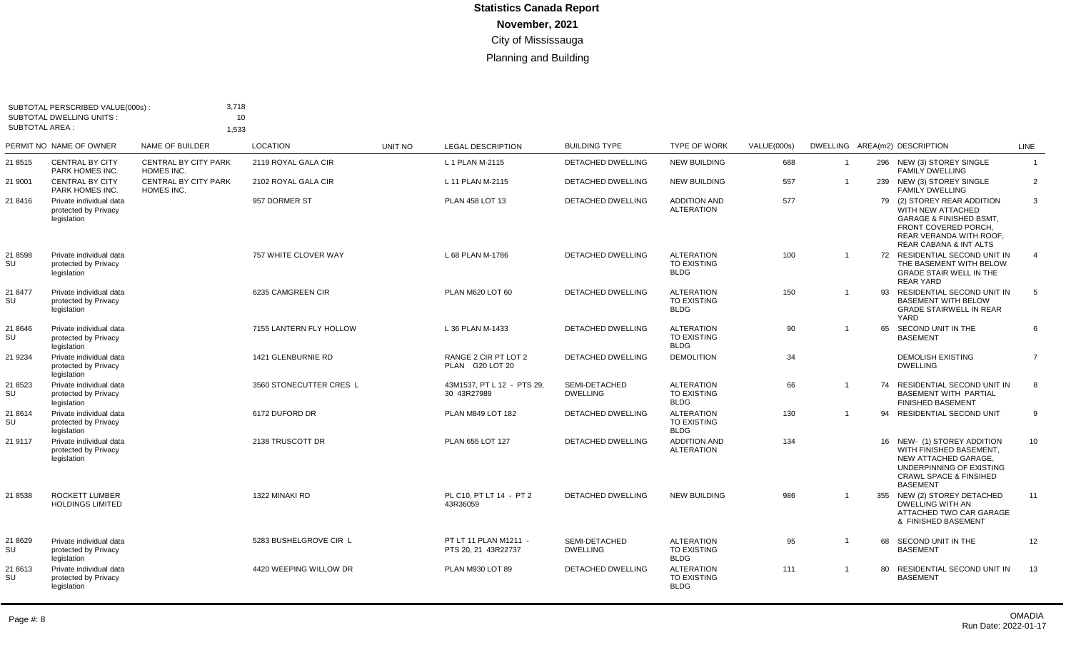# Statistics Canada Report

**November, 2021**

City of Mississauga

Planning and Building

SUBTOTAL PERSCRIBED VALUE(000s) : 3,718
SUBTOTAL DWELLING UNITS : 10
SUBTOTAL AREA : 1,533

| PERMIT NO | NAME OF OWNER | NAME OF BUILDER | LOCATION | UNIT NO | LEGAL DESCRIPTION | BUILDING TYPE | TYPE OF WORK | VALUE(000s) | DWELLING | AREA(m2) | DESCRIPTION | LINE |
|---|---|---|---|---|---|---|---|---|---|---|---|---|
| 21 8515 | CENTRAL BY CITY PARK HOMES INC. | CENTRAL BY CITY PARK HOMES INC. | 2119 ROYAL GALA CIR | | L 1 PLAN M-2115 | DETACHED DWELLING | NEW BUILDING | 688 | 1 | 296 | NEW (3) STOREY SINGLE FAMILY DWELLING | 1 |
| 21 9001 | CENTRAL BY CITY PARK HOMES INC. | CENTRAL BY CITY PARK HOMES INC. | 2102 ROYAL GALA CIR | | L 11 PLAN M-2115 | DETACHED DWELLING | NEW BUILDING | 557 | 1 | 239 | NEW (3) STOREY SINGLE FAMILY DWELLING | 2 |
| 21 8416 | Private individual data protected by Privacy legislation | | 957 DORMER ST | | PLAN 458 LOT 13 | DETACHED DWELLING | ADDITION AND ALTERATION | 577 | | 79 | (2) STOREY REAR ADDITION WITH NEW ATTACHED GARAGE & FINISHED BSMT, FRONT COVERED PORCH, REAR VERANDA WITH ROOF, REAR CABANA & INT ALTS | 3 |
| 21 8598 SU | Private individual data protected by Privacy legislation | | 757 WHITE CLOVER WAY | | L 68 PLAN M-1786 | DETACHED DWELLING | ALTERATION TO EXISTING BLDG | 100 | 1 | 72 | RESIDENTIAL SECOND UNIT IN THE BASEMENT WITH BELOW GRADE STAIR WELL IN THE REAR YARD | 4 |
| 21 8477 SU | Private individual data protected by Privacy legislation | | 6235 CAMGREEN CIR | | PLAN M620 LOT 60 | DETACHED DWELLING | ALTERATION TO EXISTING BLDG | 150 | 1 | 93 | RESIDENTIAL SECOND UNIT IN BASEMENT WITH BELOW GRADE STAIRWELL IN REAR YARD | 5 |
| 21 8646 SU | Private individual data protected by Privacy legislation | | 7155 LANTERN FLY HOLLOW | | L 36 PLAN M-1433 | DETACHED DWELLING | ALTERATION TO EXISTING BLDG | 90 | 1 | 65 | SECOND UNIT IN THE BASEMENT | 6 |
| 21 9234 | Private individual data protected by Privacy legislation | | 1421 GLENBURNIE RD | | RANGE 2 CIR PT LOT 2 PLAN G20 LOT 20 | DETACHED DWELLING | DEMOLITION | 34 | | | DEMOLISH EXISTING DWELLING | 7 |
| 21 8523 SU | Private individual data protected by Privacy legislation | | 3560 STONECUTTER CRES L | | 43M1537, PT L 12 - PTS 29, 30 43R27989 | SEMI-DETACHED DWELLING | ALTERATION TO EXISTING BLDG | 66 | 1 | 74 | RESIDENTIAL SECOND UNIT IN BASEMENT WITH PARTIAL FINISHED BASEMENT | 8 |
| 21 8614 SU | Private individual data protected by Privacy legislation | | 6172 DUFORD DR | | PLAN M849 LOT 182 | DETACHED DWELLING | ALTERATION TO EXISTING BLDG | 130 | 1 | 94 | RESIDENTIAL SECOND UNIT | 9 |
| 21 9117 | Private individual data protected by Privacy legislation | | 2138 TRUSCOTT DR | | PLAN 655 LOT 127 | DETACHED DWELLING | ADDITION AND ALTERATION | 134 | | 16 | NEW- (1) STOREY ADDITION WITH FINISHED BASEMENT, NEW ATTACHED GARAGE, UNDERPINNING OF EXISTING CRAWL SPACE & FINSIHED BASEMENT | 10 |
| 21 8538 | ROCKETT LUMBER HOLDINGS LIMITED | | 1322 MINAKI RD | | PL C10, PT LT 14 - PT 2 43R36059 | DETACHED DWELLING | NEW BUILDING | 986 | 1 | 355 | NEW (2) STOREY DETACHED DWELLING WITH AN ATTACHED TWO CAR GARAGE & FINISHED BASEMENT | 11 |
| 21 8629 SU | Private individual data protected by Privacy legislation | | 5283 BUSHELGROVE CIR L | | PT LT 11 PLAN M1211 - PTS 20, 21 43R22737 | SEMI-DETACHED DWELLING | ALTERATION TO EXISTING BLDG | 95 | 1 | 68 | SECOND UNIT IN THE BASEMENT | 12 |
| 21 8613 SU | Private individual data protected by Privacy legislation | | 4420 WEEPING WILLOW DR | | PLAN M930 LOT 89 | DETACHED DWELLING | ALTERATION TO EXISTING BLDG | 111 | 1 | 80 | RESIDENTIAL SECOND UNIT IN BASEMENT | 13 |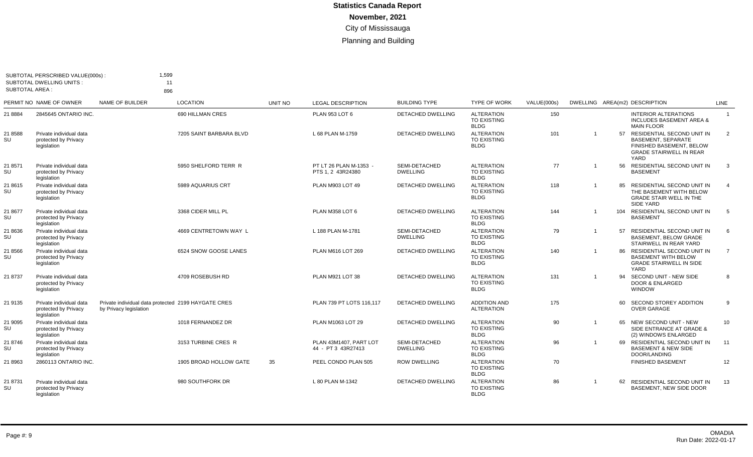# Statistics Canada Report

**November, 2021**

City of Mississauga

Planning and Building

SUBTOTAL PERSCRIBED VALUE(000s) : 1,599
SUBTOTAL DWELLING UNITS : 11
SUBTOTAL AREA : 896

| PERMIT NO | NAME OF OWNER | NAME OF BUILDER | LOCATION | UNIT NO | LEGAL DESCRIPTION | BUILDING TYPE | TYPE OF WORK | VALUE(000s) | DWELLING | AREA(m2) | DESCRIPTION | LINE |
|---|---|---|---|---|---|---|---|---|---|---|---|---|
| 21 8884 | 2845645 ONTARIO INC. | | 690 HILLMAN CRES | | PLAN 953 LOT 6 | DETACHED DWELLING | ALTERATION TO EXISTING BLDG | 150 | | | INTERIOR ALTERATIONS INCLUDES BASEMENT AREA & MAIN FLOOR | 1 |
| 21 8588 SU | Private individual data protected by Privacy legislation | | 7205 SAINT BARBARA BLVD | | L 68 PLAN M-1759 | DETACHED DWELLING | ALTERATION TO EXISTING BLDG | 101 | 1 | 57 | RESIDENTIAL SECOND UNIT IN BASEMENT, SEPARATE FINISHED BASEMENT, BELOW GRADE STAIRWELL IN REAR YARD | 2 |
| 21 8571 SU | Private individual data protected by Privacy legislation | | 5950 SHELFORD TERR R | | PT LT 26 PLAN M-1353 - PTS 1, 2 43R24380 | SEMI-DETACHED DWELLING | ALTERATION TO EXISTING BLDG | 77 | 1 | 56 | RESIDENTIAL SECOND UNIT IN BASEMENT | 3 |
| 21 8615 SU | Private individual data protected by Privacy legislation | | 5989 AQUARIUS CRT | | PLAN M903 LOT 49 | DETACHED DWELLING | ALTERATION TO EXISTING BLDG | 118 | 1 | 85 | RESIDENTIAL SECOND UNIT IN THE BASEMENT WITH BELOW GRADE STAIR WELL IN THE SIDE YARD | 4 |
| 21 8677 SU | Private individual data protected by Privacy legislation | | 3368 CIDER MILL PL | | PLAN M358 LOT 6 | DETACHED DWELLING | ALTERATION TO EXISTING BLDG | 144 | 1 | 104 | RESIDENTIAL SECOND UNIT IN BASEMENT | 5 |
| 21 8636 SU | Private individual data protected by Privacy legislation | | 4669 CENTRETOWN WAY L | | L 188 PLAN M-1781 | SEMI-DETACHED DWELLING | ALTERATION TO EXISTING BLDG | 79 | 1 | 57 | RESIDENTIAL SECOND UNIT IN BASEMENT, BELOW GRADE STAIRWELL IN REAR YARD | 6 |
| 21 8566 SU | Private individual data protected by Privacy legislation | | 6524 SNOW GOOSE LANES | | PLAN M616 LOT 269 | DETACHED DWELLING | ALTERATION TO EXISTING BLDG | 140 | 1 | 86 | RESIDENTIAL SECOND UNIT IN BASEMENT WITH BELOW GRADE STAIRWELL IN SIDE YARD | 7 |
| 21 8737 | Private individual data protected by Privacy legislation | | 4709 ROSEBUSH RD | | PLAN M921 LOT 38 | DETACHED DWELLING | ALTERATION TO EXISTING BLDG | 131 | 1 | 94 | SECOND UNIT - NEW SIDE DOOR & ENLARGED WINDOW | 8 |
| 21 9135 | Private individual data protected by Privacy legislation | Private individual data protected by Privacy legislation | 2199 HAYGATE CRES | | PLAN 739 PT LOTS 116,117 | DETACHED DWELLING | ADDITION AND ALTERATION | 175 | | 60 | SECOND STOREY ADDITION OVER GARAGE | 9 |
| 21 9095 SU | Private individual data protected by Privacy legislation | | 1018 FERNANDEZ DR | | PLAN M1063 LOT 29 | DETACHED DWELLING | ALTERATION TO EXISTING BLDG | 90 | 1 | 65 | NEW SECOND UNIT - NEW SIDE ENTRANCE AT GRADE & (2) WINDOWS ENLARGED | 10 |
| 21 8746 SU | Private individual data protected by Privacy legislation | | 3153 TURBINE CRES R | | PLAN 43M1407, PART LOT 44 - PT 3 43R27413 | SEMI-DETACHED DWELLING | ALTERATION TO EXISTING BLDG | 96 | 1 | 69 | RESIDENTIAL SECOND UNIT IN BASEMENT & NEW SIDE DOOR/LANDING | 11 |
| 21 8963 | 2860113 ONTARIO INC. | | 1905 BROAD HOLLOW GATE | 35 | PEEL CONDO PLAN 505 | ROW DWELLING | ALTERATION TO EXISTING BLDG | 70 | | | FINISHED BASEMENT | 12 |
| 21 8731 SU | Private individual data protected by Privacy legislation | | 980 SOUTHFORK DR | | L 80 PLAN M-1342 | DETACHED DWELLING | ALTERATION TO EXISTING BLDG | 86 | 1 | 62 | RESIDENTIAL SECOND UNIT IN BASEMENT, NEW SIDE DOOR | 13 |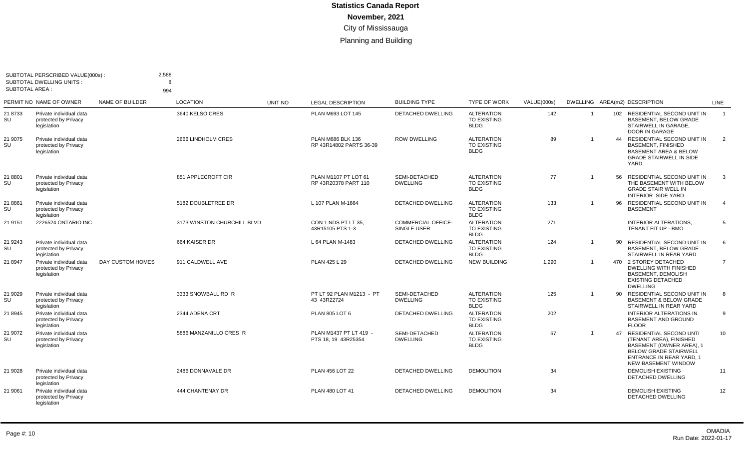# Statistics Canada Report

**November, 2021**

City of Mississauga

Planning and Building

SUBTOTAL PERSCRIBED VALUE(000s) : 2,588
SUBTOTAL DWELLING UNITS : 8
SUBTOTAL AREA : 994

| PERMIT NO | NAME OF OWNER | NAME OF BUILDER | LOCATION | UNIT NO | LEGAL DESCRIPTION | BUILDING TYPE | TYPE OF WORK | VALUE(000s) | DWELLING | AREA(m2) | DESCRIPTION | LINE |
|---|---|---|---|---|---|---|---|---|---|---|---|---|
| 21 8733 SU | Private individual data protected by Privacy legislation | | 3640 KELSO CRES | | PLAN M693 LOT 145 | DETACHED DWELLING | ALTERATION TO EXISTING BLDG | 142 | 1 | 102 | RESIDENTIAL SECOND UNIT IN BASEMENT, BELOW GRADE STAIRWELL IN GARAGE, DOOR IN GARAGE | 1 |
| 21 9075 SU | Private individual data protected by Privacy legislation | | 2666 LINDHOLM CRES | | PLAN M686 BLK 136 RP 43R14802 PARTS 36-39 | ROW DWELLING | ALTERATION TO EXISTING BLDG | 89 | 1 | 44 | RESIDENTIAL SECOND UNIT IN BASEMENT, FINISHED BASEMENT AREA & BELOW GRADE STAIRWELL IN SIDE YARD | 2 |
| 21 8801 SU | Private individual data protected by Privacy legislation | | 851 APPLECROFT CIR | | PLAN M1107 PT LOT 61 RP 43R20378 PART 110 | SEMI-DETACHED DWELLING | ALTERATION TO EXISTING BLDG | 77 | 1 | 56 | RESIDENTIAL SECOND UNIT IN THE BASEMENT WITH BELOW GRADE STAIR WELL IN INTERIOR SIDE YARD | 3 |
| 21 8861 SU | Private individual data protected by Privacy legislation | | 5182 DOUBLETREE DR | | L 107 PLAN M-1664 | DETACHED DWELLING | ALTERATION TO EXISTING BLDG | 133 | 1 | 96 | RESIDENTIAL SECOND UNIT IN BASEMENT | 4 |
| 21 9151 | 2226524 ONTARIO INC | | 3173 WINSTON CHURCHILL BLVD | | CON 1 NDS PT LT 35, 43R15105 PTS 1-3 | COMMERCIAL OFFICE- SINGLE USER | ALTERATION TO EXISTING BLDG | 271 | | | INTERIOR ALTERATIONS, TENANT FIT UP - BMO | 5 |
| 21 9243 SU | Private individual data protected by Privacy legislation | | 664 KAISER DR | | L 64 PLAN M-1483 | DETACHED DWELLING | ALTERATION TO EXISTING BLDG | 124 | 1 | 90 | RESIDENTIAL SECOND UNIT IN BASEMENT, BELOW GRADE STAIRWELL IN REAR YARD | 6 |
| 21 8947 | Private individual data protected by Privacy legislation | DAY CUSTOM HOMES | 911 CALDWELL AVE | | PLAN 425 L 29 | DETACHED DWELLING | NEW BUILDING | 1,290 | 1 | 470 | 2 STOREY DETACHED DWELLING WITH FINISHED BASEMENT, DEMOLISH EXISTING DETACHED DWELLING | 7 |
| 21 9029 SU | Private individual data protected by Privacy legislation | | 3333 SNOWBALL RD R | | PT LT 92 PLAN M1213 - PT 43 43R22724 | SEMI-DETACHED DWELLING | ALTERATION TO EXISTING BLDG | 125 | 1 | 90 | RESIDENTIAL SECOND UNIT IN BASEMENT & BELOW GRADE STAIRWELL IN REAR YARD | 8 |
| 21 8945 | Private individual data protected by Privacy legislation | | 2344 ADENA CRT | | PLAN 805 LOT 6 | DETACHED DWELLING | ALTERATION TO EXISTING BLDG | 202 | | | INTERIOR ALTERATIONS IN BASEMENT AND GROUND FLOOR | 9 |
| 21 9072 SU | Private individual data protected by Privacy legislation | | 5886 MANZANILLO CRES R | | PLAN M1437 PT LT 419 - PTS 18, 19 43R25354 | SEMI-DETACHED DWELLING | ALTERATION TO EXISTING BLDG | 67 | 1 | 47 | RESIDENTIAL SECOND UNTI (TENANT AREA), FINISHED BASEMENT (OWNER AREA), 1 BELOW GRADE STAIRWELL ENTRANCE IN REAR YARD, 1 NEW BASEMENT WINDOW | 10 |
| 21 9028 | Private individual data protected by Privacy legislation | | 2486 DONNAVALE DR | | PLAN 456 LOT 22 | DETACHED DWELLING | DEMOLITION | 34 | | | DEMOLISH EXISTING DETACHED DWELLING | 11 |
| 21 9061 | Private individual data protected by Privacy legislation | | 444 CHANTENAY DR | | PLAN 480 LOT 41 | DETACHED DWELLING | DEMOLITION | 34 | | | DEMOLISH EXISTING DETACHED DWELLING | 12 |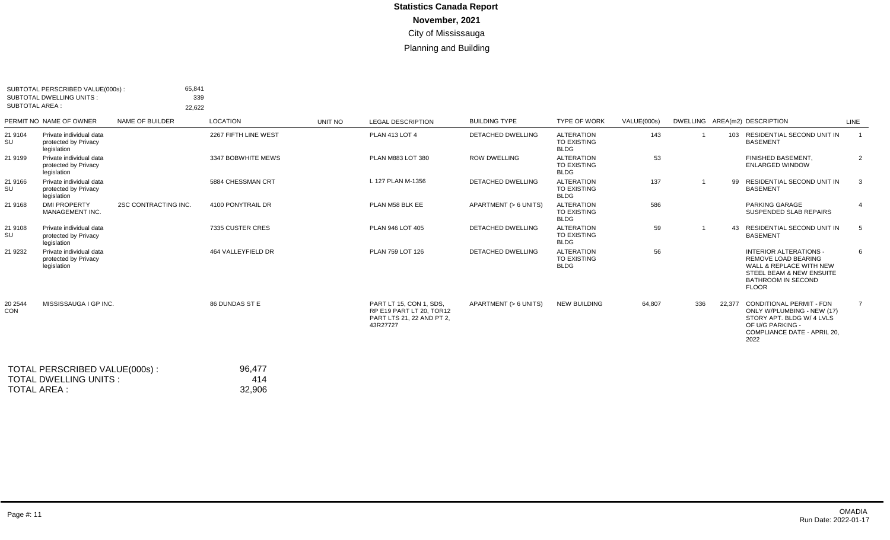# Statistics Canada Report

**November, 2021**

City of Mississauga

Planning and Building

SUBTOTAL PERSCRIBED VALUE(000s) : 65,841
SUBTOTAL DWELLING UNITS : 339
SUBTOTAL AREA : 22,622

| PERMIT NO | NAME OF OWNER | NAME OF BUILDER | LOCATION | UNIT NO | LEGAL DESCRIPTION | BUILDING TYPE | TYPE OF WORK | VALUE(000s) | DWELLING | AREA(m2) | DESCRIPTION | LINE |
|---|---|---|---|---|---|---|---|---|---|---|---|---|
| 21 9104 SU | Private individual data protected by Privacy legislation | | 2267 FIFTH LINE WEST | | PLAN 413 LOT 4 | DETACHED DWELLING | ALTERATION TO EXISTING BLDG | 143 | 1 | 103 | RESIDENTIAL SECOND UNIT IN BASEMENT | 1 |
| 21 9199 | Private individual data protected by Privacy legislation | | 3347 BOBWHITE MEWS | | PLAN M883 LOT 380 | ROW DWELLING | ALTERATION TO EXISTING BLDG | 53 | | | FINISHED BASEMENT, ENLARGED WINDOW | 2 |
| 21 9166 SU | Private individual data protected by Privacy legislation | | 5884 CHESSMAN CRT | | L 127 PLAN M-1356 | DETACHED DWELLING | ALTERATION TO EXISTING BLDG | 137 | 1 | 99 | RESIDENTIAL SECOND UNIT IN BASEMENT | 3 |
| 21 9168 | DMI PROPERTY MANAGEMENT INC. | 2SC CONTRACTING INC. | 4100 PONYTRAIL DR | | PLAN M58 BLK EE | APARTMENT (> 6 UNITS) | ALTERATION TO EXISTING BLDG | 586 | | | PARKING GARAGE SUSPENDED SLAB REPAIRS | 4 |
| 21 9108 SU | Private individual data protected by Privacy legislation | | 7335 CUSTER CRES | | PLAN 946 LOT 405 | DETACHED DWELLING | ALTERATION TO EXISTING BLDG | 59 | 1 | 43 | RESIDENTIAL SECOND UNIT IN BASEMENT | 5 |
| 21 9232 | Private individual data protected by Privacy legislation | | 464 VALLEYFIELD DR | | PLAN 759 LOT 126 | DETACHED DWELLING | ALTERATION TO EXISTING BLDG | 56 | | | INTERIOR ALTERATIONS - REMOVE LOAD BEARING WALL & REPLACE WITH NEW STEEL BEAM & NEW ENSUITE BATHROOM IN SECOND FLOOR | 6 |
| 20 2544 CON | MISSISSAUGA I GP INC. | | 86 DUNDAS ST E | | PART LT 15, CON 1, SDS, RP E19 PART LT 20, TOR12 PART LTS 21, 22 AND PT 2, 43R27727 | APARTMENT (> 6 UNITS) | NEW BUILDING | 64,807 | 336 | 22,377 | CONDITIONAL PERMIT - FDN ONLY W/PLUMBING - NEW (17) STORY APT. BLDG W/ 4 LVLS OF U/G PARKING - COMPLIANCE DATE - APRIL 20, 2022 | 7 |

TOTAL PERSCRIBED VALUE(000s) : 96,477
TOTAL DWELLING UNITS : 414
TOTAL AREA : 32,906

Run Date: 2022-01-17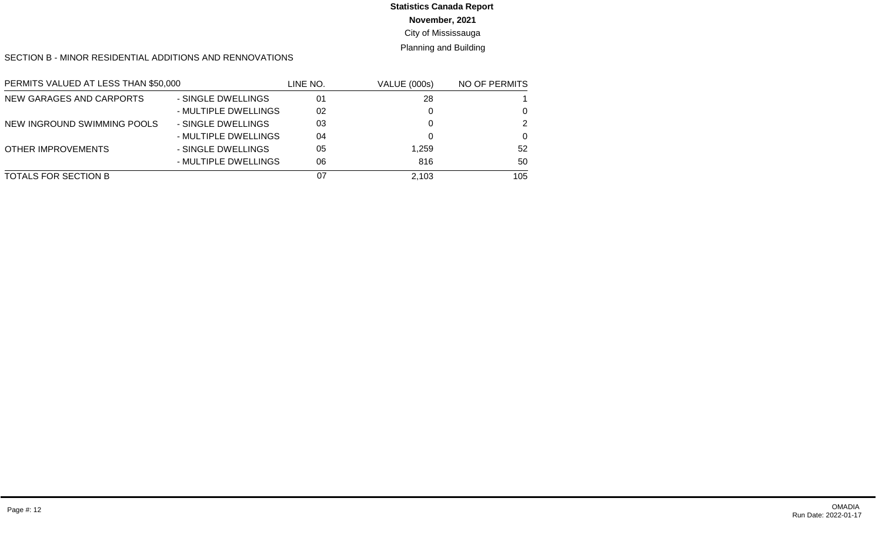**Statistics Canada Report**

**November, 2021**

City of Mississauga

Planning and Building

SECTION B - MINOR RESIDENTIAL ADDITIONS AND RENNOVATIONS

| PERMITS VALUED AT LESS THAN $50,000 | | LINE NO. | VALUE (000s) | NO OF PERMITS |
|---|---|---|---|---|
| NEW GARAGES AND CARPORTS | - SINGLE DWELLINGS | 01 | 28 | 1 |
| | - MULTIPLE DWELLINGS | 02 | 0 | 0 |
| NEW INGROUND SWIMMING POOLS | - SINGLE DWELLINGS | 03 | 0 | 2 |
| | - MULTIPLE DWELLINGS | 04 | 0 | 0 |
| OTHER IMPROVEMENTS | - SINGLE DWELLINGS | 05 | 1,259 | 52 |
| | - MULTIPLE DWELLINGS | 06 | 816 | 50 |
| TOTALS FOR SECTION B | | 07 | 2,103 | 105 |

OMADIA
Run Date: 2022-01-17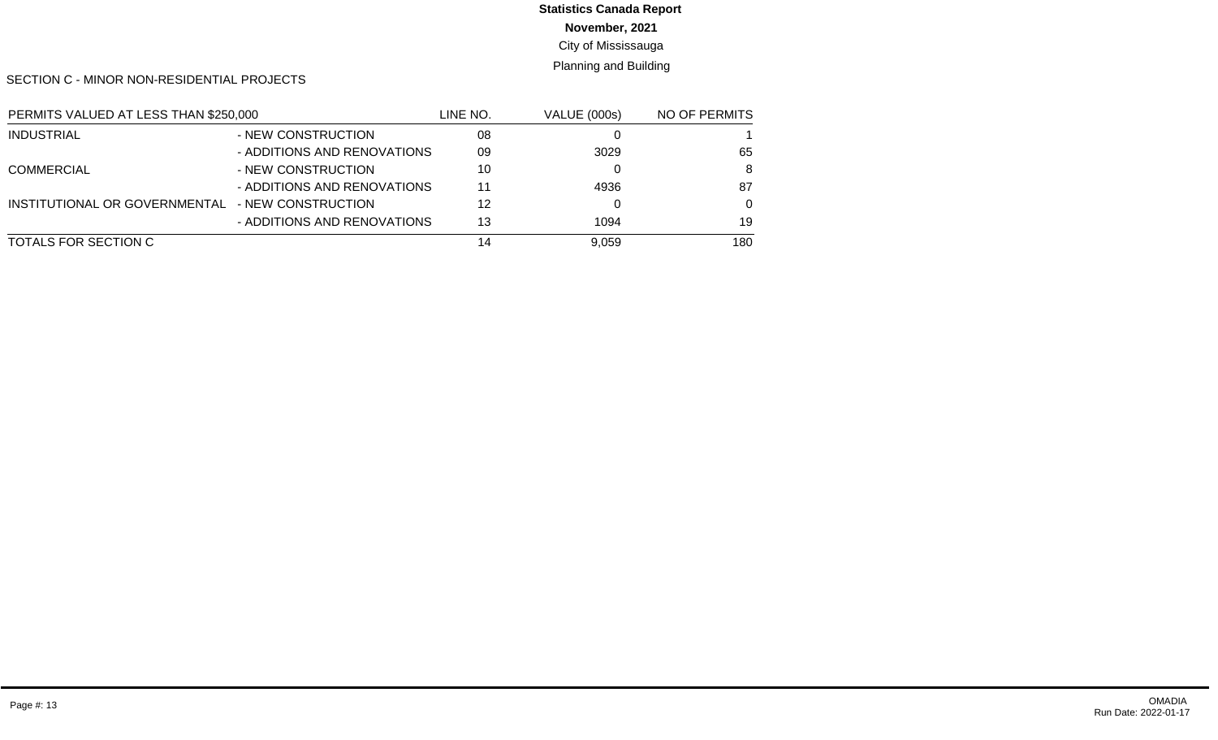**Statistics Canada Report**

**November, 2021**

City of Mississauga

Planning and Building

SECTION C - MINOR NON-RESIDENTIAL PROJECTS

| PERMITS VALUED AT LESS THAN $250,000 | | LINE NO. | VALUE (000s) | NO OF PERMITS |
|---|---|---|---|---|
| INDUSTRIAL | - NEW CONSTRUCTION | 08 | 0 | 1 |
| | - ADDITIONS AND RENOVATIONS | 09 | 3029 | 65 |
| COMMERCIAL | - NEW CONSTRUCTION | 10 | 0 | 8 |
| | - ADDITIONS AND RENOVATIONS | 11 | 4936 | 87 |
| INSTITUTIONAL OR GOVERNMENTAL | - NEW CONSTRUCTION | 12 | 0 | 0 |
| | - ADDITIONS AND RENOVATIONS | 13 | 1094 | 19 |
| TOTALS FOR SECTION C | | 14 | 9,059 | 180 |

OMADIA
Run Date: 2022-01-17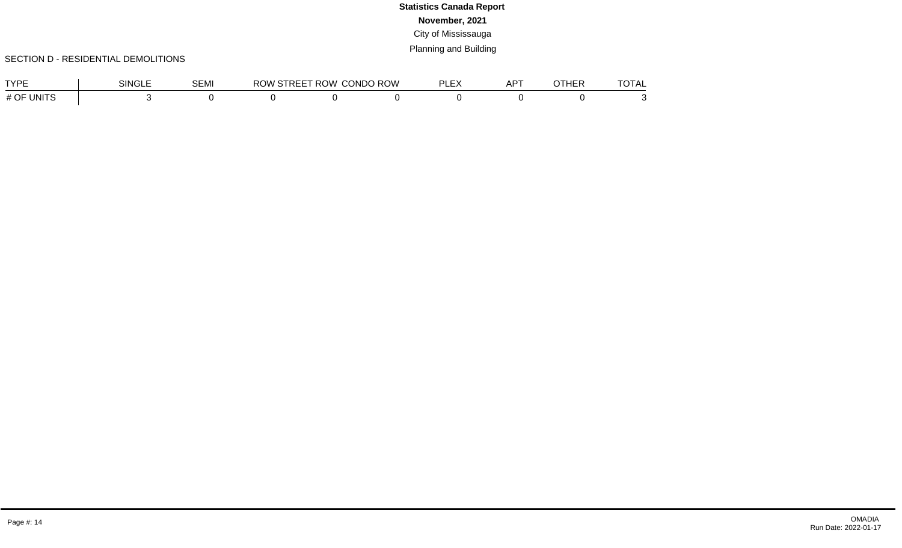**Statistics Canada Report**

**November, 2021**

City of Mississauga

Planning and Building

SECTION D - RESIDENTIAL DEMOLITIONS

| TYPE | SINGLE | SEMI | ROW STREET | ROW CONDO | ROW PLEX | APT | OTHER | TOTAL |
|---|---|---|---|---|---|---|---|---|
| # OF UNITS | 3 | 0 | 0 | 0 | 0 | 0 | 0 | 3 |

OMADIA
Run Date: 2022-01-17